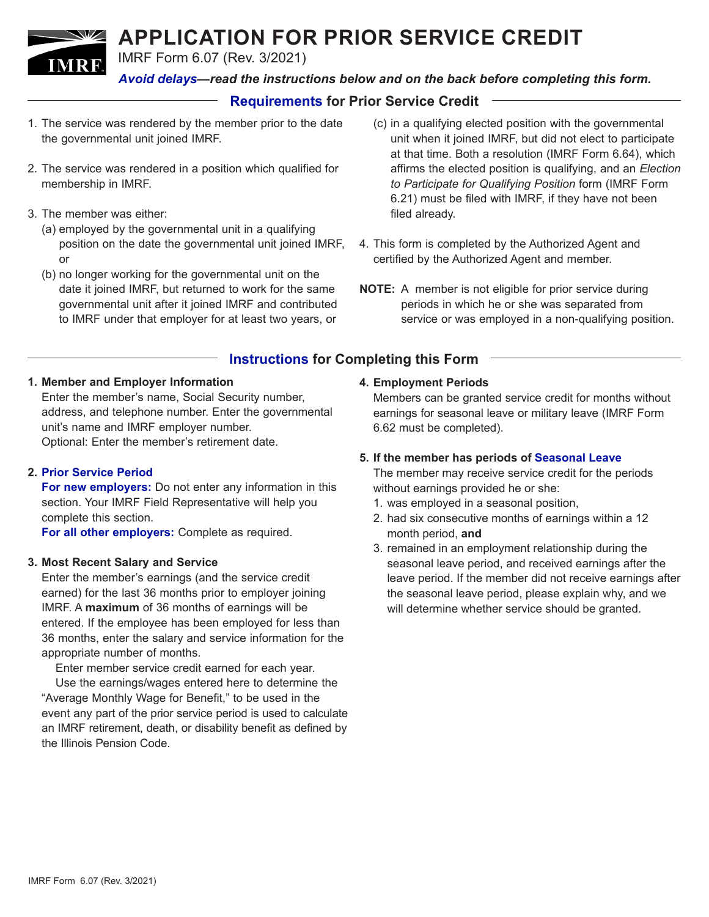# APPLICATION FOR PRIOR SERVICE CREDIT

IMRF Form 6.07 (Rev. 3/2021)

***Avoid delays—read the instructions below and on the back before completing this form.***

## Requirements for Prior Service Credit

1. The service was rendered by the member prior to the date the governmental unit joined IMRF.
2. The service was rendered in a position which qualified for membership in IMRF.
3. The member was either:
   - (a) employed by the governmental unit in a qualifying position on the date the governmental unit joined IMRF, or
   - (b) no longer working for the governmental unit on the date it joined IMRF, but returned to work for the same governmental unit after it joined IMRF and contributed to IMRF under that employer for at least two years, or
   - (c) in a qualifying elected position with the governmental unit when it joined IMRF, but did not elect to participate at that time. Both a resolution (IMRF Form 6.64), which affirms the elected position is qualifying, and an *Election to Participate for Qualifying Position* form (IMRF Form 6.21) must be filed with IMRF, if they have not been filed already.
4. This form is completed by the Authorized Agent and certified by the Authorized Agent and member.

**NOTE:** A member is not eligible for prior service during periods in which he or she was separated from service or was employed in a non-qualifying position.

## Instructions for Completing this Form

**1. Member and Employer Information**

Enter the member's name, Social Security number, address, and telephone number. Enter the governmental unit's name and IMRF employer number.
Optional: Enter the member's retirement date.

**2. Prior Service Period**

**For new employers:** Do not enter any information in this section. Your IMRF Field Representative will help you complete this section.
**For all other employers:** Complete as required.

**3. Most Recent Salary and Service**

Enter the member's earnings (and the service credit earned) for the last 36 months prior to employer joining IMRF. A **maximum** of 36 months of earnings will be entered. If the employee has been employed for less than 36 months, enter the salary and service information for the appropriate number of months.

Enter member service credit earned for each year.

Use the earnings/wages entered here to determine the "Average Monthly Wage for Benefit," to be used in the event any part of the prior service period is used to calculate an IMRF retirement, death, or disability benefit as defined by the Illinois Pension Code.

**4. Employment Periods**

Members can be granted service credit for months without earnings for seasonal leave or military leave (IMRF Form 6.62 must be completed).

**5. If the member has periods of Seasonal Leave**

The member may receive service credit for the periods without earnings provided he or she:

1. was employed in a seasonal position,
2. had six consecutive months of earnings within a 12 month period, **and**
3. remained in an employment relationship during the seasonal leave period, and received earnings after the leave period. If the member did not receive earnings after the seasonal leave period, please explain why, and we will determine whether service should be granted.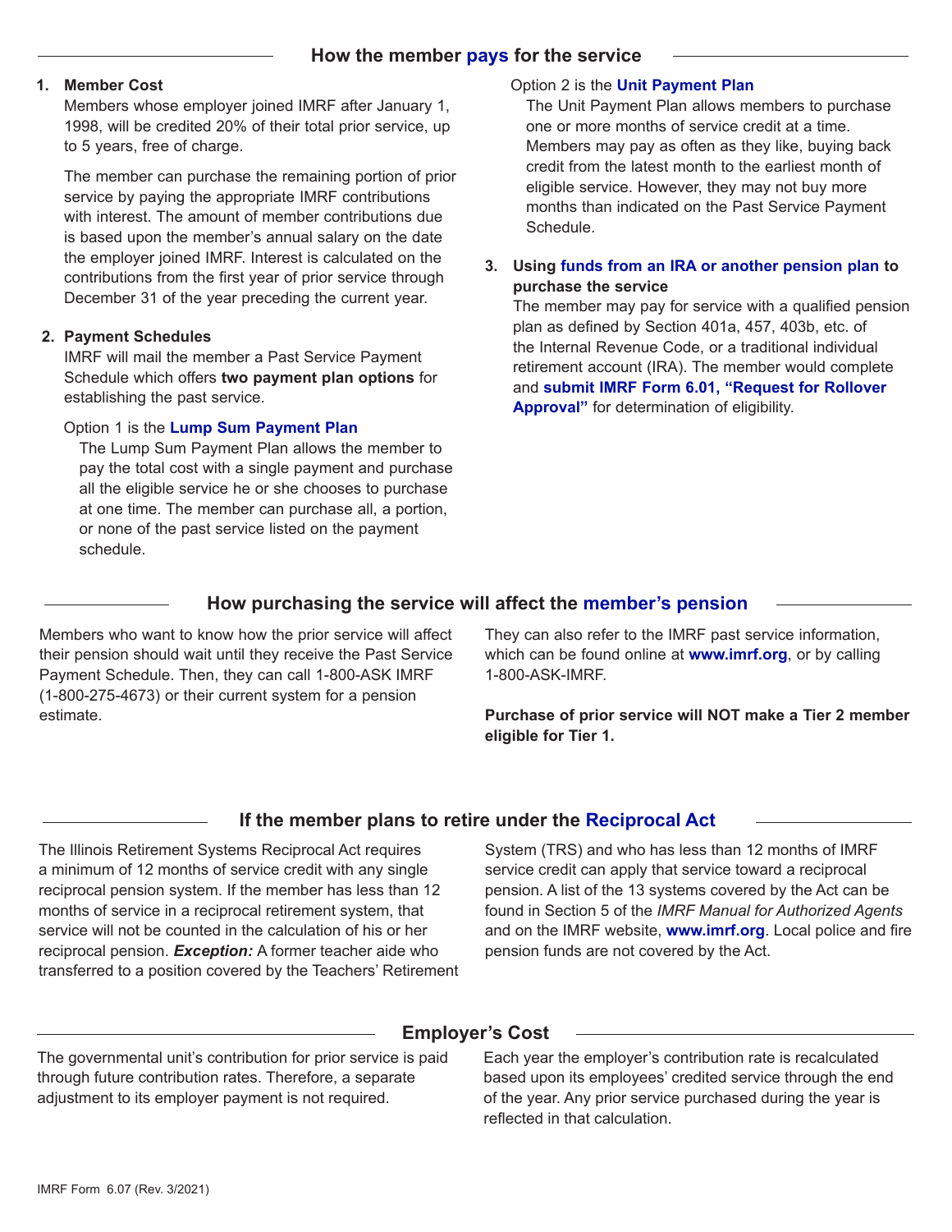## How the member pays for the service

1. **Member Cost**

   Members whose employer joined IMRF after January 1, 1998, will be credited 20% of their total prior service, up to 5 years, free of charge.

   The member can purchase the remaining portion of prior service by paying the appropriate IMRF contributions with interest. The amount of member contributions due is based upon the member's annual salary on the date the employer joined IMRF. Interest is calculated on the contributions from the first year of prior service through December 31 of the year preceding the current year.

2. **Payment Schedules**

   IMRF will mail the member a Past Service Payment Schedule which offers **two payment plan options** for establishing the past service.

   Option 1 is the **Lump Sum Payment Plan**

   The Lump Sum Payment Plan allows the member to pay the total cost with a single payment and purchase all the eligible service he or she chooses to purchase at one time. The member can purchase all, a portion, or none of the past service listed on the payment schedule.

   Option 2 is the **Unit Payment Plan**

   The Unit Payment Plan allows members to purchase one or more months of service credit at a time. Members may pay as often as they like, buying back credit from the latest month to the earliest month of eligible service. However, they may not buy more months than indicated on the Past Service Payment Schedule.

3. **Using funds from an IRA or another pension plan to purchase the service**

   The member may pay for service with a qualified pension plan as defined by Section 401a, 457, 403b, etc. of the Internal Revenue Code, or a traditional individual retirement account (IRA). The member would complete and **submit IMRF Form 6.01, "Request for Rollover Approval"** for determination of eligibility.

## How purchasing the service will affect the member's pension

Members who want to know how the prior service will affect their pension should wait until they receive the Past Service Payment Schedule. Then, they can call 1-800-ASK IMRF (1-800-275-4673) or their current system for a pension estimate.

They can also refer to the IMRF past service information, which can be found online at **www.imrf.org**, or by calling 1-800-ASK-IMRF.

**Purchase of prior service will NOT make a Tier 2 member eligible for Tier 1.**

## If the member plans to retire under the Reciprocal Act

The Illinois Retirement Systems Reciprocal Act requires a minimum of 12 months of service credit with any single reciprocal pension system. If the member has less than 12 months of service in a reciprocal retirement system, that service will not be counted in the calculation of his or her reciprocal pension. ***Exception:*** A former teacher aide who transferred to a position covered by the Teachers' Retirement System (TRS) and who has less than 12 months of IMRF service credit can apply that service toward a reciprocal pension. A list of the 13 systems covered by the Act can be found in Section 5 of the *IMRF Manual for Authorized Agents* and on the IMRF website, **www.imrf.org**. Local police and fire pension funds are not covered by the Act.

## Employer's Cost

The governmental unit's contribution for prior service is paid through future contribution rates. Therefore, a separate adjustment to its employer payment is not required.

Each year the employer's contribution rate is recalculated based upon its employees' credited service through the end of the year. Any prior service purchased during the year is reflected in that calculation.

IMRF Form 6.07 (Rev. 3/2021)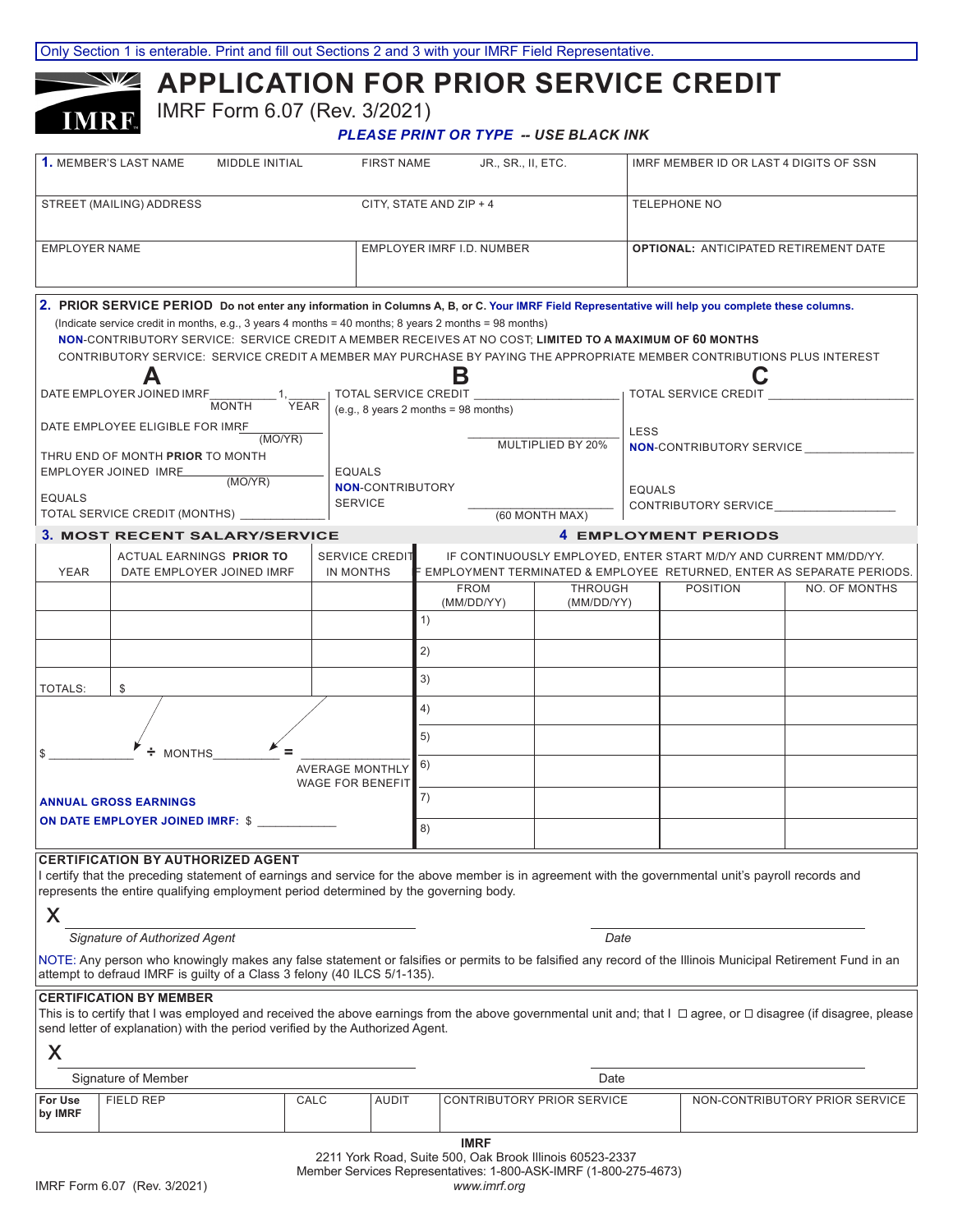Only Section 1 is enterable. Print and fill out Sections 2 and 3 with your IMRF Field Representative.

IMRF

# APPLICATION FOR PRIOR SERVICE CREDIT

IMRF Form 6.07 (Rev. 3/2021)

***PLEASE PRINT OR TYPE -- USE BLACK INK***

| | | |
|---|---|---|
| **1.** MEMBER'S LAST NAME MIDDLE INITIAL FIRST NAME JR., SR., II, ETC. | | IMRF MEMBER ID OR LAST 4 DIGITS OF SSN |
| STREET (MAILING) ADDRESS | CITY, STATE AND ZIP + 4 | TELEPHONE NO |
| EMPLOYER NAME | EMPLOYER IMRF I.D. NUMBER | **OPTIONAL:** ANTICIPATED RETIREMENT DATE |

**2. PRIOR SERVICE PERIOD Do not enter any information in Columns A, B, or C. Your IMRF Field Representative will help you complete these columns.**

(Indicate service credit in months, e.g., 3 years 4 months = 40 months; 8 years 2 months = 98 months)

**NON**-CONTRIBUTORY SERVICE: SERVICE CREDIT A MEMBER RECEIVES AT NO COST; **LIMITED TO A MAXIMUM OF 60 MONTHS**

CONTRIBUTORY SERVICE: SERVICE CREDIT A MEMBER MAY PURCHASE BY PAYING THE APPROPRIATE MEMBER CONTRIBUTIONS PLUS INTEREST

| A | B | C |
|---|---|---|
| DATE EMPLOYER JOINED IMRF ________ 1, ______ (MONTH / YEAR) | TOTAL SERVICE CREDIT ____________ (e.g., 8 years 2 months = 98 months) | TOTAL SERVICE CREDIT ____________ |
| DATE EMPLOYEE ELIGIBLE FOR IMRF ________ (MO/YR) | ____________ MULTIPLIED BY 20% | LESS **NON**-CONTRIBUTORY SERVICE ____________ |
| THRU END OF MONTH **PRIOR** TO MONTH EMPLOYER JOINED IMRF ________ (MO/YR) | EQUALS **NON**-CONTRIBUTORY SERVICE ____________ (60 MONTH MAX) | EQUALS CONTRIBUTORY SERVICE ____________ |
| EQUALS TOTAL SERVICE CREDIT (MONTHS) ____________ | | |

**3. MOST RECENT SALARY/SERVICE**

| YEAR | ACTUAL EARNINGS **PRIOR TO** DATE EMPLOYER JOINED IMRF | SERVICE CREDIT IN MONTHS |
|---|---|---|
| | | |
| | | |
| | | |
| TOTALS: | $ | |

$ ____________ ÷ MONTHS ____________ = ____________ AVERAGE MONTHLY WAGE FOR BENEFIT

**ANNUAL GROSS EARNINGS ON DATE EMPLOYER JOINED IMRF:** $ ____________

**4 EMPLOYMENT PERIODS**

IF CONTINUOUSLY EMPLOYED, ENTER START M/D/Y AND CURRENT MM/DD/YY. IF EMPLOYMENT TERMINATED & EMPLOYEE RETURNED, ENTER AS SEPARATE PERIODS.

| | FROM (MM/DD/YY) | THROUGH (MM/DD/YY) | POSITION | NO. OF MONTHS |
|---|---|---|---|---|
| 1) | | | | |
| 2) | | | | |
| 3) | | | | |
| 4) | | | | |
| 5) | | | | |
| 6) | | | | |
| 7) | | | | |
| 8) | | | | |

**CERTIFICATION BY AUTHORIZED AGENT**

I certify that the preceding statement of earnings and service for the above member is in agreement with the governmental unit's payroll records and represents the entire qualifying employment period determined by the governing body.

X ______________________________ ______________________________

*Signature of Authorized Agent* *Date*

NOTE: Any person who knowingly makes any false statement or falsifies or permits to be falsified any record of the Illinois Municipal Retirement Fund in an attempt to defraud IMRF is guilty of a Class 3 felony (40 ILCS 5/1-135).

**CERTIFICATION BY MEMBER**

This is to certify that I was employed and received the above earnings from the above governmental unit and; that I ☐ agree, or ☐ disagree (if disagree, please send letter of explanation) with the period verified by the Authorized Agent.

X ______________________________ ______________________________

Signature of Member Date

| **For Use by IMRF** | FIELD REP | CALC | AUDIT | CONTRIBUTORY PRIOR SERVICE | NON-CONTRIBUTORY PRIOR SERVICE |
|---|---|---|---|---|---|
| | | | | | |

**IMRF**
2211 York Road, Suite 500, Oak Brook Illinois 60523-2337
Member Services Representatives: 1-800-ASK-IMRF (1-800-275-4673)
*www.imrf.org*